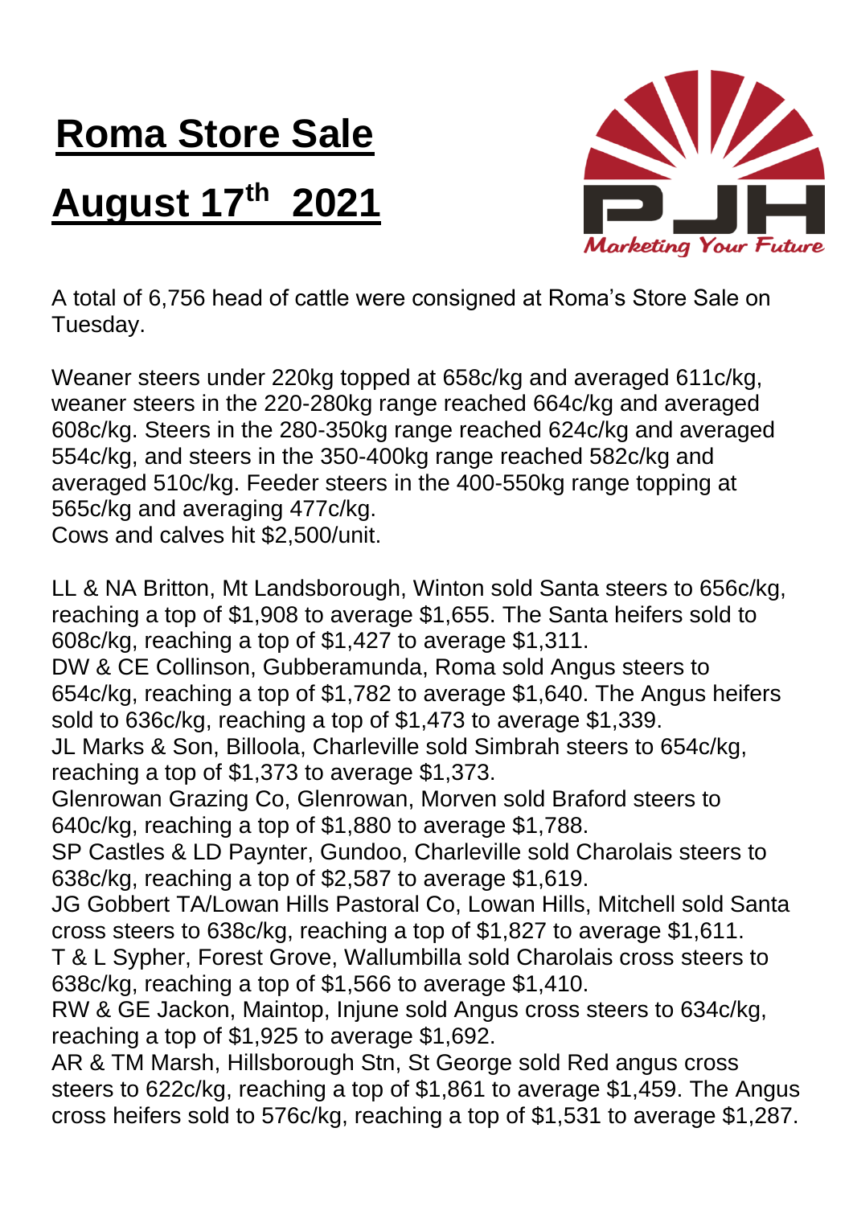# Roma Store Sale

# August 17th 2021

PJH

*Marketing Your Future*

A total of 6,756 head of cattle were consigned at Roma's Store Sale on Tuesday.

Weaner steers under 220kg topped at 658c/kg and averaged 611c/kg, weaner steers in the 220-280kg range reached 664c/kg and averaged 608c/kg. Steers in the 280-350kg range reached 624c/kg and averaged 554c/kg, and steers in the 350-400kg range reached 582c/kg and averaged 510c/kg. Feeder steers in the 400-550kg range topping at 565c/kg and averaging 477c/kg.
Cows and calves hit $2,500/unit.

LL & NA Britton, Mt Landsborough, Winton sold Santa steers to 656c/kg, reaching a top of $1,908 to average $1,655. The Santa heifers sold to 608c/kg, reaching a top of $1,427 to average $1,311.
DW & CE Collinson, Gubberamunda, Roma sold Angus steers to 654c/kg, reaching a top of $1,782 to average $1,640. The Angus heifers sold to 636c/kg, reaching a top of $1,473 to average $1,339.
JL Marks & Son, Billoola, Charleville sold Simbrah steers to 654c/kg, reaching a top of $1,373 to average $1,373.
Glenrowan Grazing Co, Glenrowan, Morven sold Braford steers to 640c/kg, reaching a top of $1,880 to average $1,788.
SP Castles & LD Paynter, Gundoo, Charleville sold Charolais steers to 638c/kg, reaching a top of $2,587 to average $1,619.
JG Gobbert TA/Lowan Hills Pastoral Co, Lowan Hills, Mitchell sold Santa cross steers to 638c/kg, reaching a top of $1,827 to average $1,611.
T & L Sypher, Forest Grove, Wallumbilla sold Charolais cross steers to 638c/kg, reaching a top of $1,566 to average $1,410.
RW & GE Jackon, Maintop, Injune sold Angus cross steers to 634c/kg, reaching a top of $1,925 to average $1,692.
AR & TM Marsh, Hillsborough Stn, St George sold Red angus cross steers to 622c/kg, reaching a top of $1,861 to average $1,459. The Angus cross heifers sold to 576c/kg, reaching a top of $1,531 to average $1,287.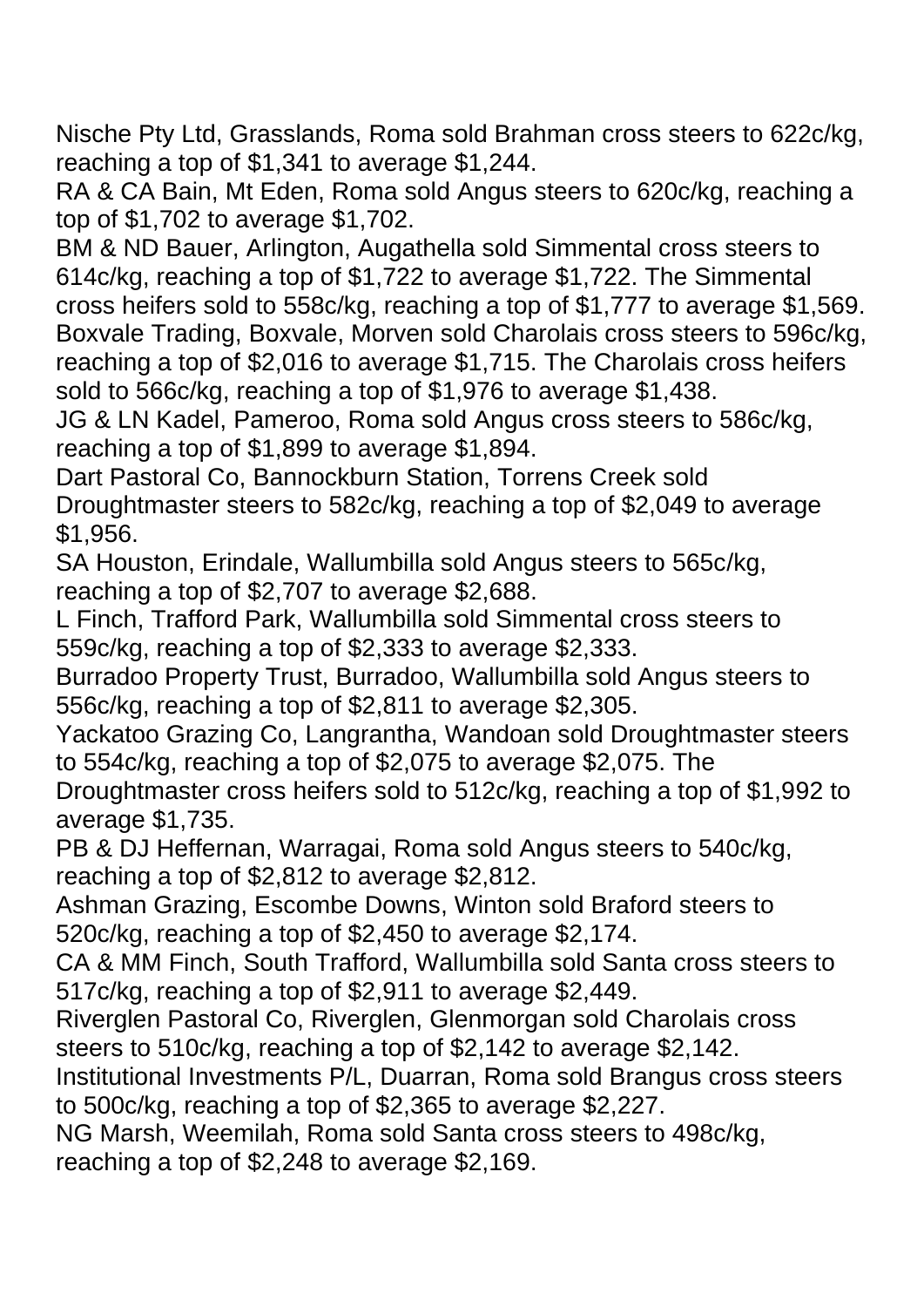Nische Pty Ltd, Grasslands, Roma sold Brahman cross steers to 622c/kg, reaching a top of $1,341 to average $1,244.

RA & CA Bain, Mt Eden, Roma sold Angus steers to 620c/kg, reaching a top of $1,702 to average $1,702.

BM & ND Bauer, Arlington, Augathella sold Simmental cross steers to 614c/kg, reaching a top of $1,722 to average $1,722. The Simmental cross heifers sold to 558c/kg, reaching a top of $1,777 to average $1,569.

Boxvale Trading, Boxvale, Morven sold Charolais cross steers to 596c/kg, reaching a top of $2,016 to average $1,715. The Charolais cross heifers sold to 566c/kg, reaching a top of $1,976 to average $1,438.

JG & LN Kadel, Pameroo, Roma sold Angus cross steers to 586c/kg, reaching a top of $1,899 to average $1,894.

Dart Pastoral Co, Bannockburn Station, Torrens Creek sold Droughtmaster steers to 582c/kg, reaching a top of $2,049 to average $1,956.

SA Houston, Erindale, Wallumbilla sold Angus steers to 565c/kg, reaching a top of $2,707 to average $2,688.

L Finch, Trafford Park, Wallumbilla sold Simmental cross steers to 559c/kg, reaching a top of $2,333 to average $2,333.

Burradoo Property Trust, Burradoo, Wallumbilla sold Angus steers to 556c/kg, reaching a top of $2,811 to average $2,305.

Yackatoo Grazing Co, Langrantha, Wandoan sold Droughtmaster steers to 554c/kg, reaching a top of $2,075 to average $2,075. The Droughtmaster cross heifers sold to 512c/kg, reaching a top of $1,992 to average $1,735.

PB & DJ Heffernan, Warragai, Roma sold Angus steers to 540c/kg, reaching a top of $2,812 to average $2,812.

Ashman Grazing, Escombe Downs, Winton sold Braford steers to 520c/kg, reaching a top of $2,450 to average $2,174.

CA & MM Finch, South Trafford, Wallumbilla sold Santa cross steers to 517c/kg, reaching a top of $2,911 to average $2,449.

Riverglen Pastoral Co, Riverglen, Glenmorgan sold Charolais cross steers to 510c/kg, reaching a top of $2,142 to average $2,142.

Institutional Investments P/L, Duarran, Roma sold Brangus cross steers to 500c/kg, reaching a top of $2,365 to average $2,227.

NG Marsh, Weemilah, Roma sold Santa cross steers to 498c/kg, reaching a top of $2,248 to average $2,169.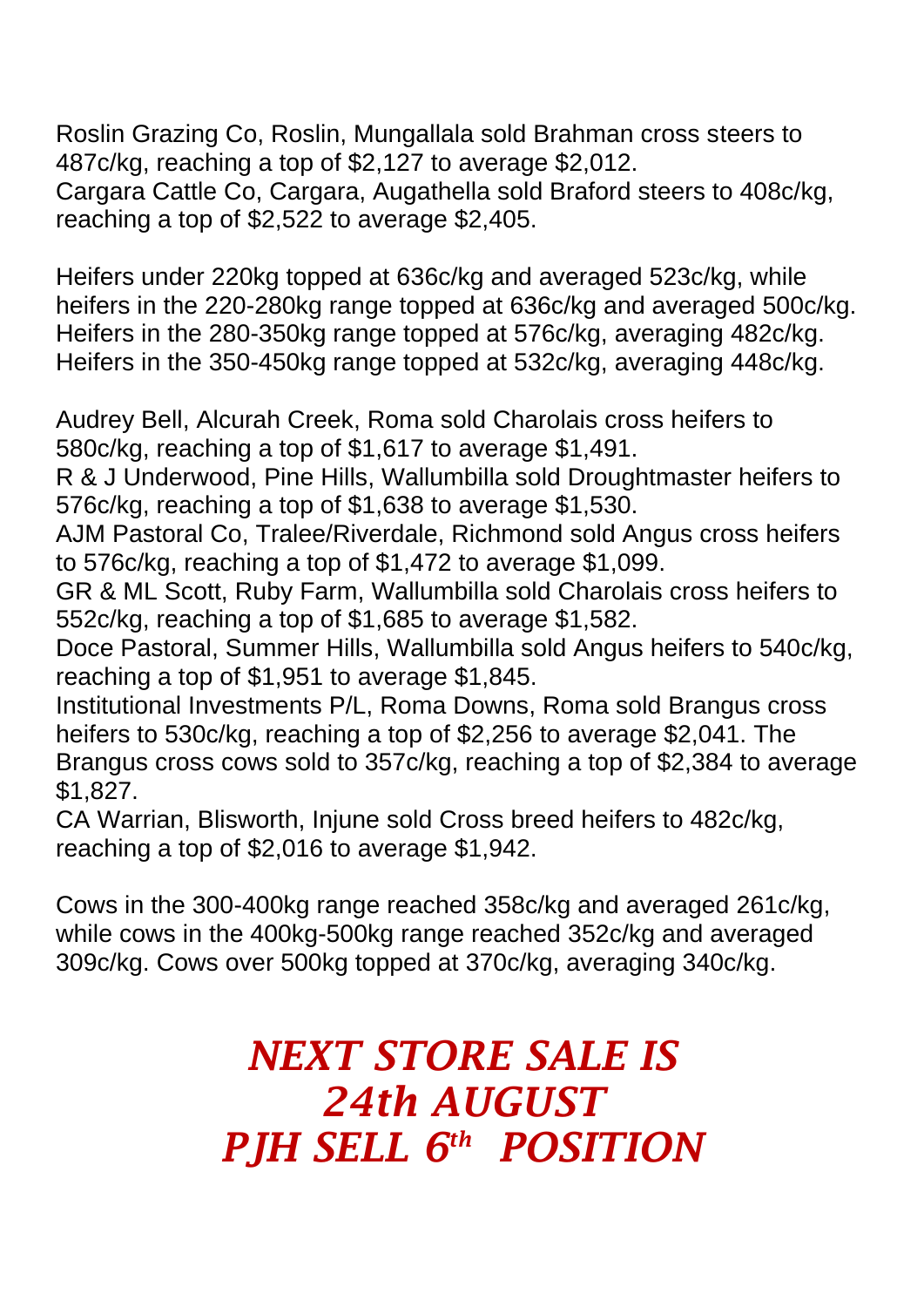Roslin Grazing Co, Roslin, Mungallala sold Brahman cross steers to 487c/kg, reaching a top of $2,127 to average $2,012.
Cargara Cattle Co, Cargara, Augathella sold Braford steers to 408c/kg, reaching a top of $2,522 to average $2,405.

Heifers under 220kg topped at 636c/kg and averaged 523c/kg, while heifers in the 220-280kg range topped at 636c/kg and averaged 500c/kg. Heifers in the 280-350kg range topped at 576c/kg, averaging 482c/kg. Heifers in the 350-450kg range topped at 532c/kg, averaging 448c/kg.

Audrey Bell, Alcurah Creek, Roma sold Charolais cross heifers to 580c/kg, reaching a top of $1,617 to average $1,491.
R & J Underwood, Pine Hills, Wallumbilla sold Droughtmaster heifers to 576c/kg, reaching a top of $1,638 to average $1,530.
AJM Pastoral Co, Tralee/Riverdale, Richmond sold Angus cross heifers to 576c/kg, reaching a top of $1,472 to average $1,099.
GR & ML Scott, Ruby Farm, Wallumbilla sold Charolais cross heifers to 552c/kg, reaching a top of $1,685 to average $1,582.
Doce Pastoral, Summer Hills, Wallumbilla sold Angus heifers to 540c/kg, reaching a top of $1,951 to average $1,845.
Institutional Investments P/L, Roma Downs, Roma sold Brangus cross heifers to 530c/kg, reaching a top of $2,256 to average $2,041. The Brangus cross cows sold to 357c/kg, reaching a top of $2,384 to average $1,827.
CA Warrian, Blisworth, Injune sold Cross breed heifers to 482c/kg, reaching a top of $2,016 to average $1,942.

Cows in the 300-400kg range reached 358c/kg and averaged 261c/kg, while cows in the 400kg-500kg range reached 352c/kg and averaged 309c/kg. Cows over 500kg topped at 370c/kg, averaging 340c/kg.

***NEXT STORE SALE IS***
***24th AUGUST***
***PJH SELL 6th POSITION***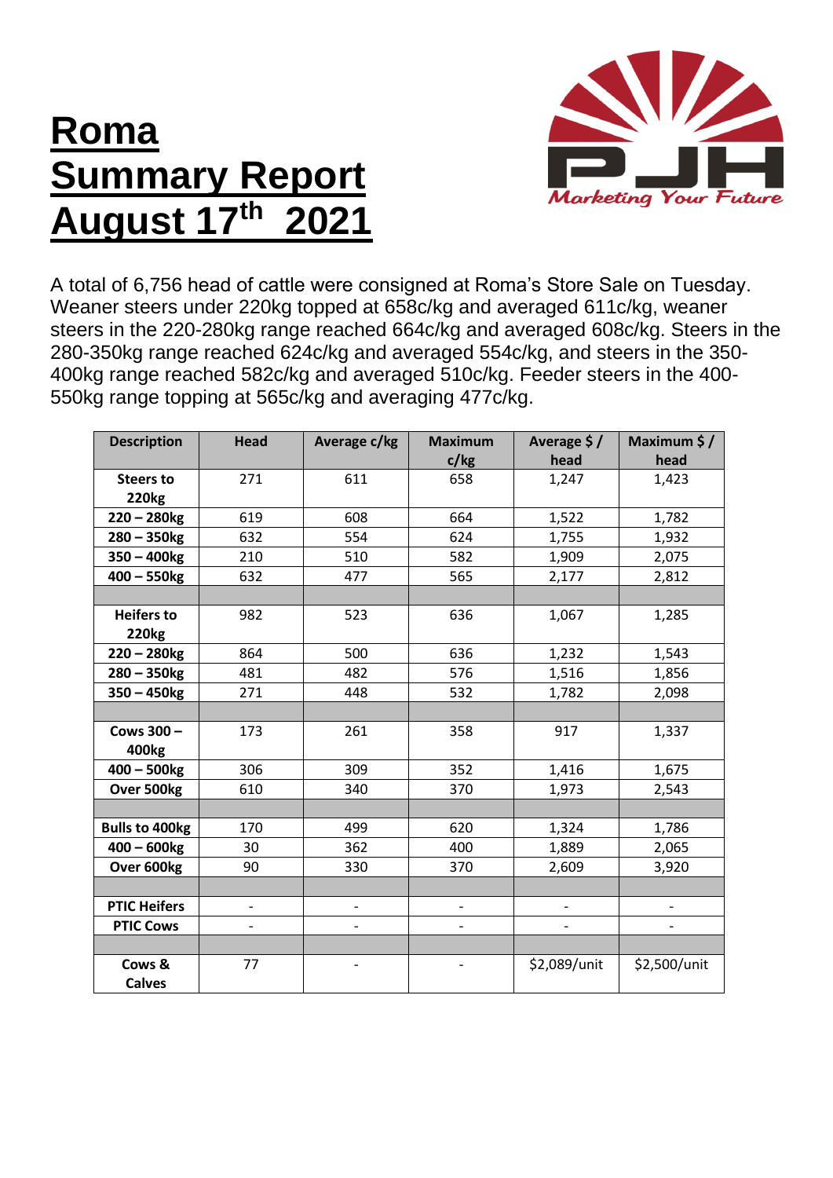# Roma Summary Report August 17th 2021

A total of 6,756 head of cattle were consigned at Roma's Store Sale on Tuesday. Weaner steers under 220kg topped at 658c/kg and averaged 611c/kg, weaner steers in the 220-280kg range reached 664c/kg and averaged 608c/kg. Steers in the 280-350kg range reached 624c/kg and averaged 554c/kg, and steers in the 350-400kg range reached 582c/kg and averaged 510c/kg. Feeder steers in the 400-550kg range topping at 565c/kg and averaging 477c/kg.

| Description | Head | Average c/kg | Maximum c/kg | Average $ / head | Maximum $ / head |
|---|---|---|---|---|---|
| Steers to 220kg | 271 | 611 | 658 | 1,247 | 1,423 |
| 220 – 280kg | 619 | 608 | 664 | 1,522 | 1,782 |
| 280 – 350kg | 632 | 554 | 624 | 1,755 | 1,932 |
| 350 – 400kg | 210 | 510 | 582 | 1,909 | 2,075 |
| 400 – 550kg | 632 | 477 | 565 | 2,177 | 2,812 |
| | | | | | |
| Heifers to 220kg | 982 | 523 | 636 | 1,067 | 1,285 |
| 220 – 280kg | 864 | 500 | 636 | 1,232 | 1,543 |
| 280 – 350kg | 481 | 482 | 576 | 1,516 | 1,856 |
| 350 – 450kg | 271 | 448 | 532 | 1,782 | 2,098 |
| | | | | | |
| Cows 300 – 400kg | 173 | 261 | 358 | 917 | 1,337 |
| 400 – 500kg | 306 | 309 | 352 | 1,416 | 1,675 |
| Over 500kg | 610 | 340 | 370 | 1,973 | 2,543 |
| | | | | | |
| Bulls to 400kg | 170 | 499 | 620 | 1,324 | 1,786 |
| 400 – 600kg | 30 | 362 | 400 | 1,889 | 2,065 |
| Over 600kg | 90 | 330 | 370 | 2,609 | 3,920 |
| | | | | | |
| PTIC Heifers | - | - | - | - | - |
| PTIC Cows | - | - | - | - | - |
| | | | | | |
| Cows & Calves | 77 | - | - | $2,089/unit | $2,500/unit |